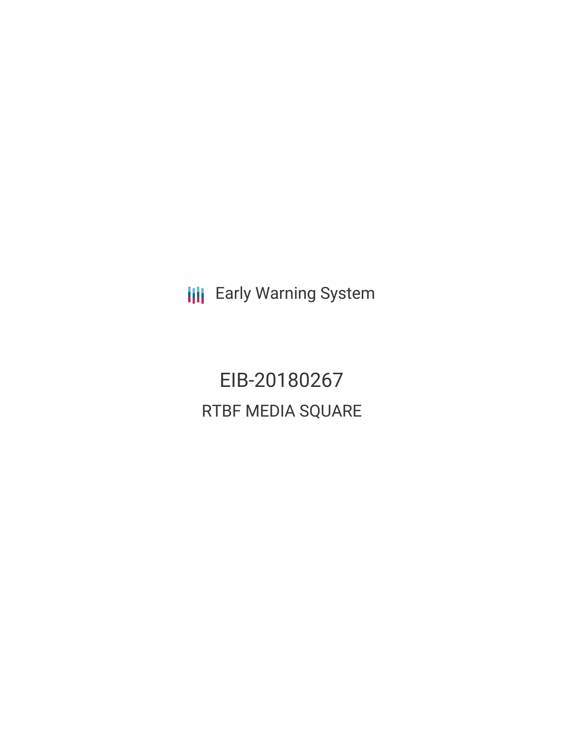Early Warning System

# EIB-20180267

## RTBF MEDIA SQUARE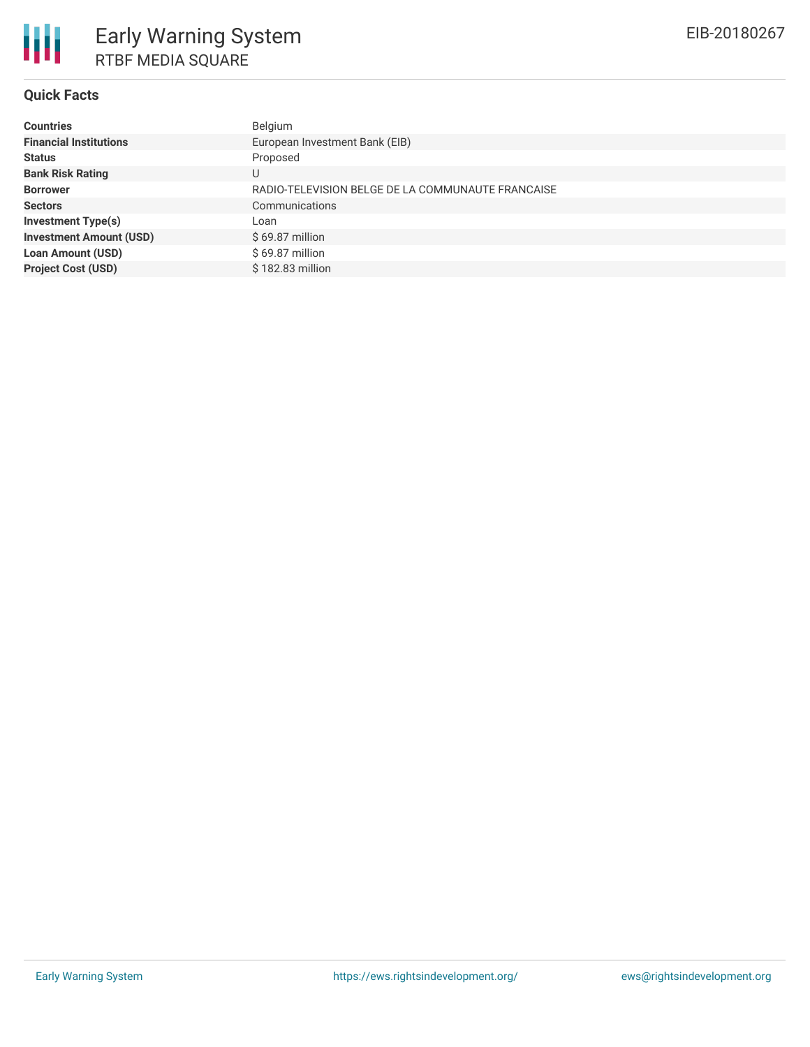# Early Warning System

## RTBF MEDIA SQUARE

EIB-20180267

### Quick Facts

| | |
|---|---|
| **Countries** | Belgium |
| **Financial Institutions** | European Investment Bank (EIB) |
| **Status** | Proposed |
| **Bank Risk Rating** | U |
| **Borrower** | RADIO-TELEVISION BELGE DE LA COMMUNAUTE FRANCAISE |
| **Sectors** | Communications |
| **Investment Type(s)** | Loan |
| **Investment Amount (USD)** | $ 69.87 million |
| **Loan Amount (USD)** | $ 69.87 million |
| **Project Cost (USD)** | $ 182.83 million |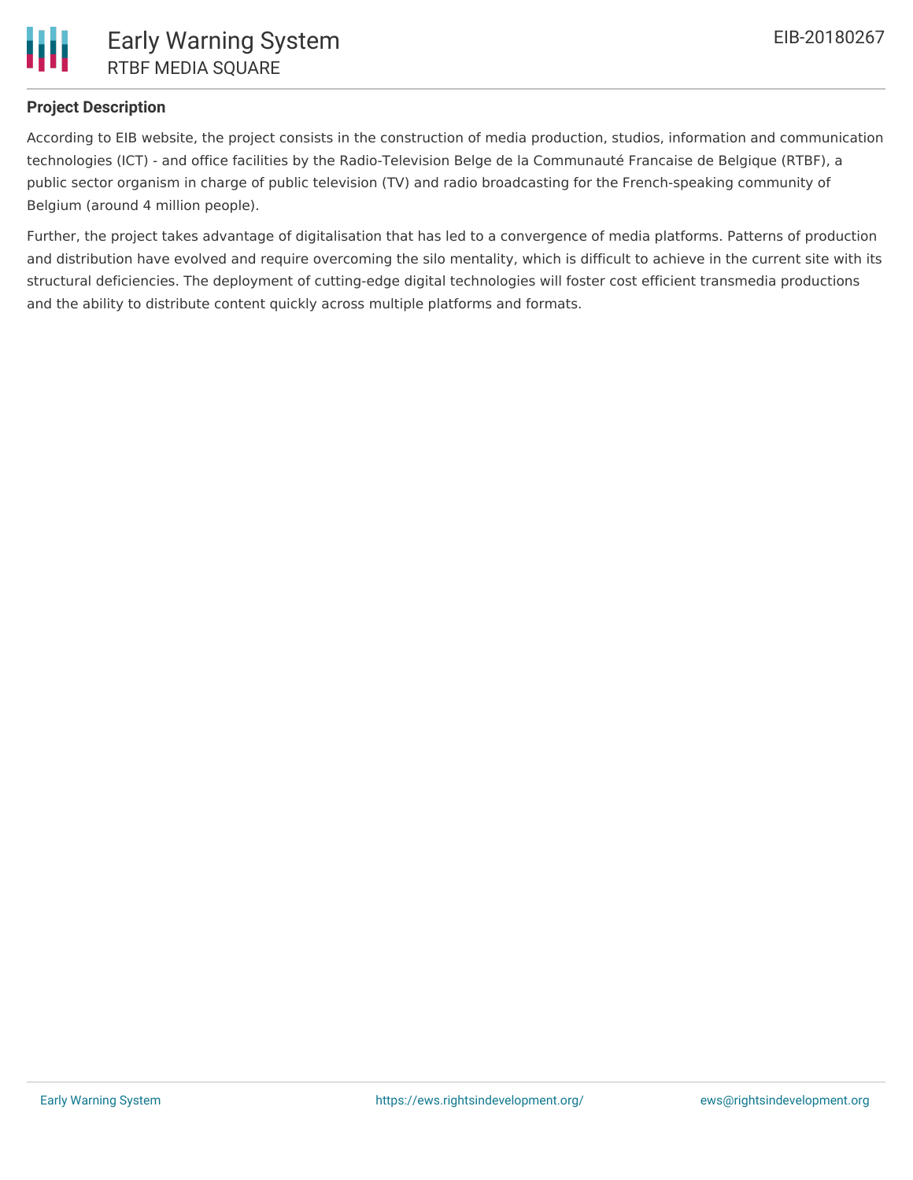**Project Description**

According to EIB website, the project consists in the construction of media production, studios, information and communication technologies (ICT) - and office facilities by the Radio-Television Belge de la Communauté Francaise de Belgique (RTBF), a public sector organism in charge of public television (TV) and radio broadcasting for the French-speaking community of Belgium (around 4 million people).

Further, the project takes advantage of digitalisation that has led to a convergence of media platforms. Patterns of production and distribution have evolved and require overcoming the silo mentality, which is difficult to achieve in the current site with its structural deficiencies. The deployment of cutting-edge digital technologies will foster cost efficient transmedia productions and the ability to distribute content quickly across multiple platforms and formats.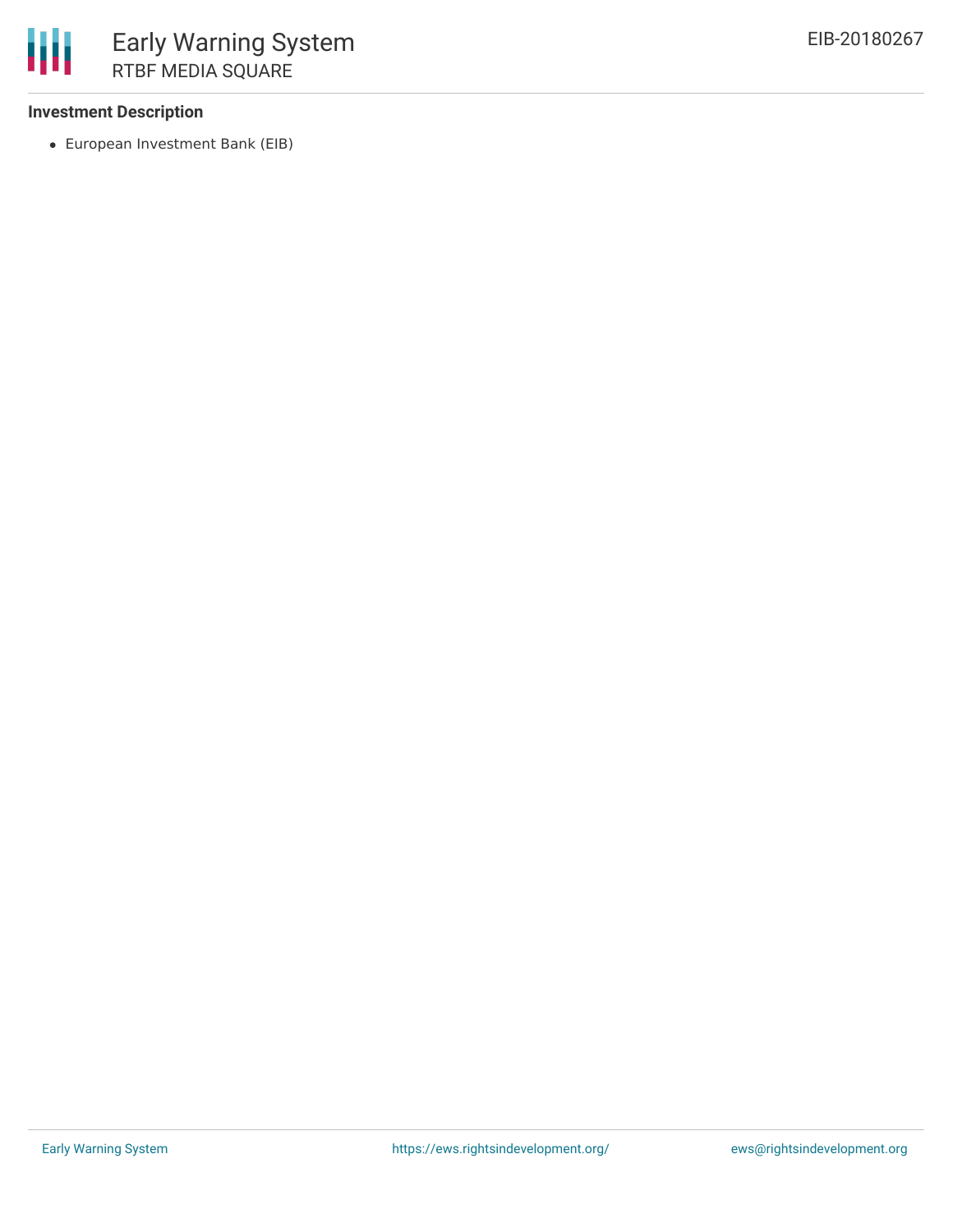**Investment Description**

- European Investment Bank (EIB)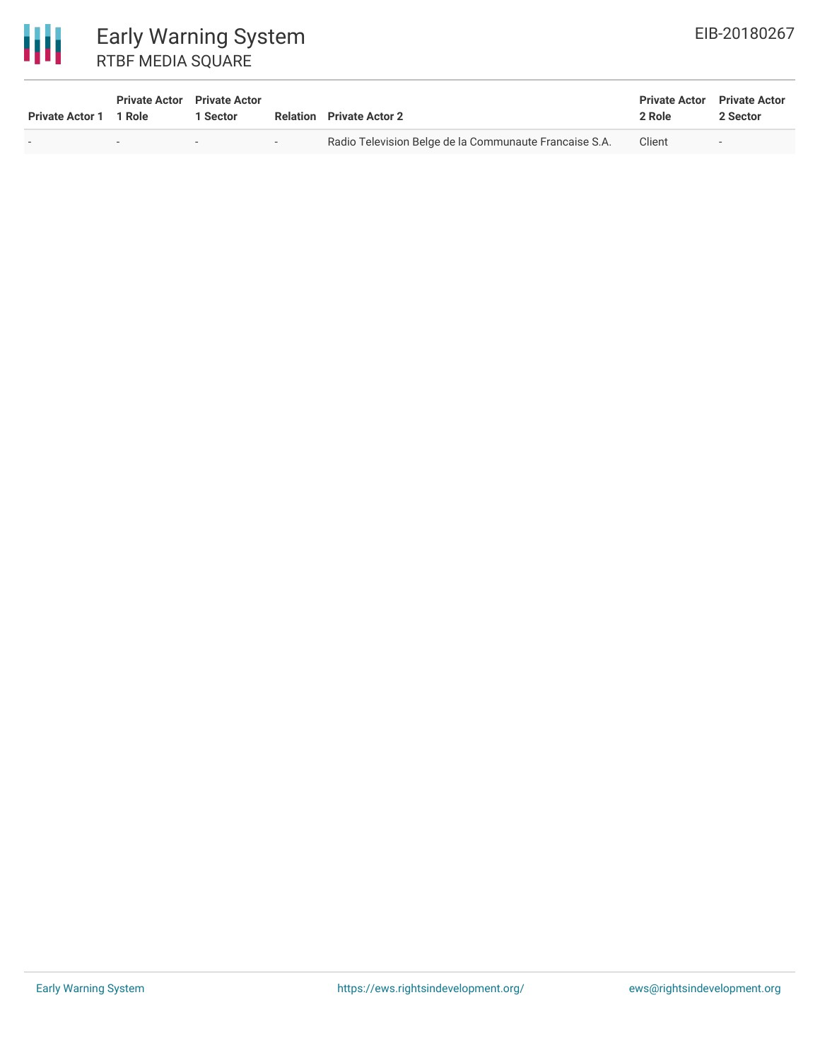| Private Actor 1 | Private Actor 1 Role | Private Actor 1 Sector | Relation | Private Actor 2 | Private Actor 2 Role | Private Actor 2 Sector |
|---|---|---|---|---|---|---|
| - | - | - | - | Radio Television Belge de la Communaute Francaise S.A. | Client | - |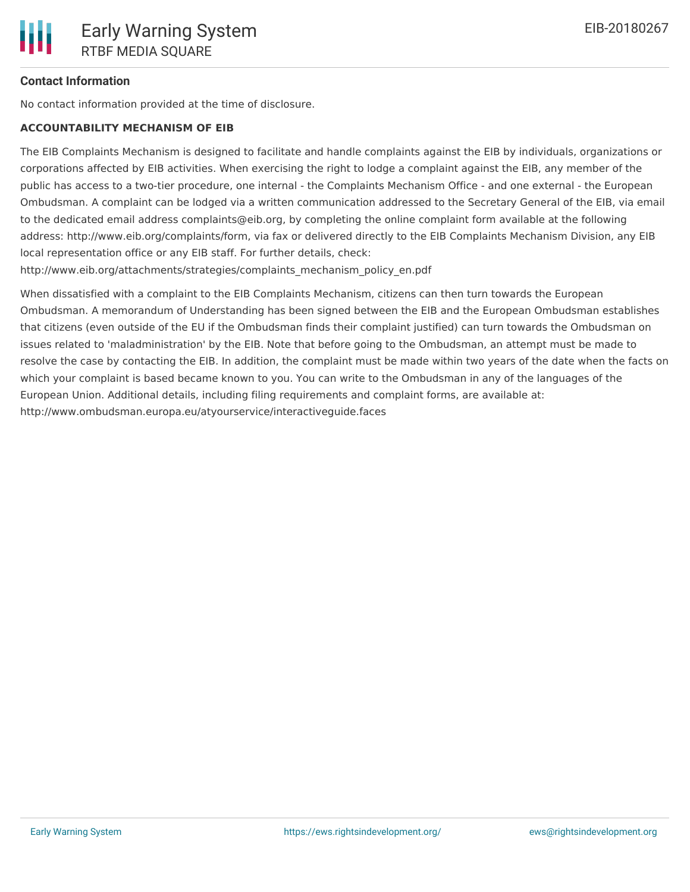**Contact Information**

No contact information provided at the time of disclosure.

**ACCOUNTABILITY MECHANISM OF EIB**

The EIB Complaints Mechanism is designed to facilitate and handle complaints against the EIB by individuals, organizations or corporations affected by EIB activities. When exercising the right to lodge a complaint against the EIB, any member of the public has access to a two-tier procedure, one internal - the Complaints Mechanism Office - and one external - the European Ombudsman. A complaint can be lodged via a written communication addressed to the Secretary General of the EIB, via email to the dedicated email address complaints@eib.org, by completing the online complaint form available at the following address: http://www.eib.org/complaints/form, via fax or delivered directly to the EIB Complaints Mechanism Division, any EIB local representation office or any EIB staff. For further details, check: http://www.eib.org/attachments/strategies/complaints_mechanism_policy_en.pdf

When dissatisfied with a complaint to the EIB Complaints Mechanism, citizens can then turn towards the European Ombudsman. A memorandum of Understanding has been signed between the EIB and the European Ombudsman establishes that citizens (even outside of the EU if the Ombudsman finds their complaint justified) can turn towards the Ombudsman on issues related to 'maladministration' by the EIB. Note that before going to the Ombudsman, an attempt must be made to resolve the case by contacting the EIB. In addition, the complaint must be made within two years of the date when the facts on which your complaint is based became known to you. You can write to the Ombudsman in any of the languages of the European Union. Additional details, including filing requirements and complaint forms, are available at: http://www.ombudsman.europa.eu/atyourservice/interactiveguide.faces